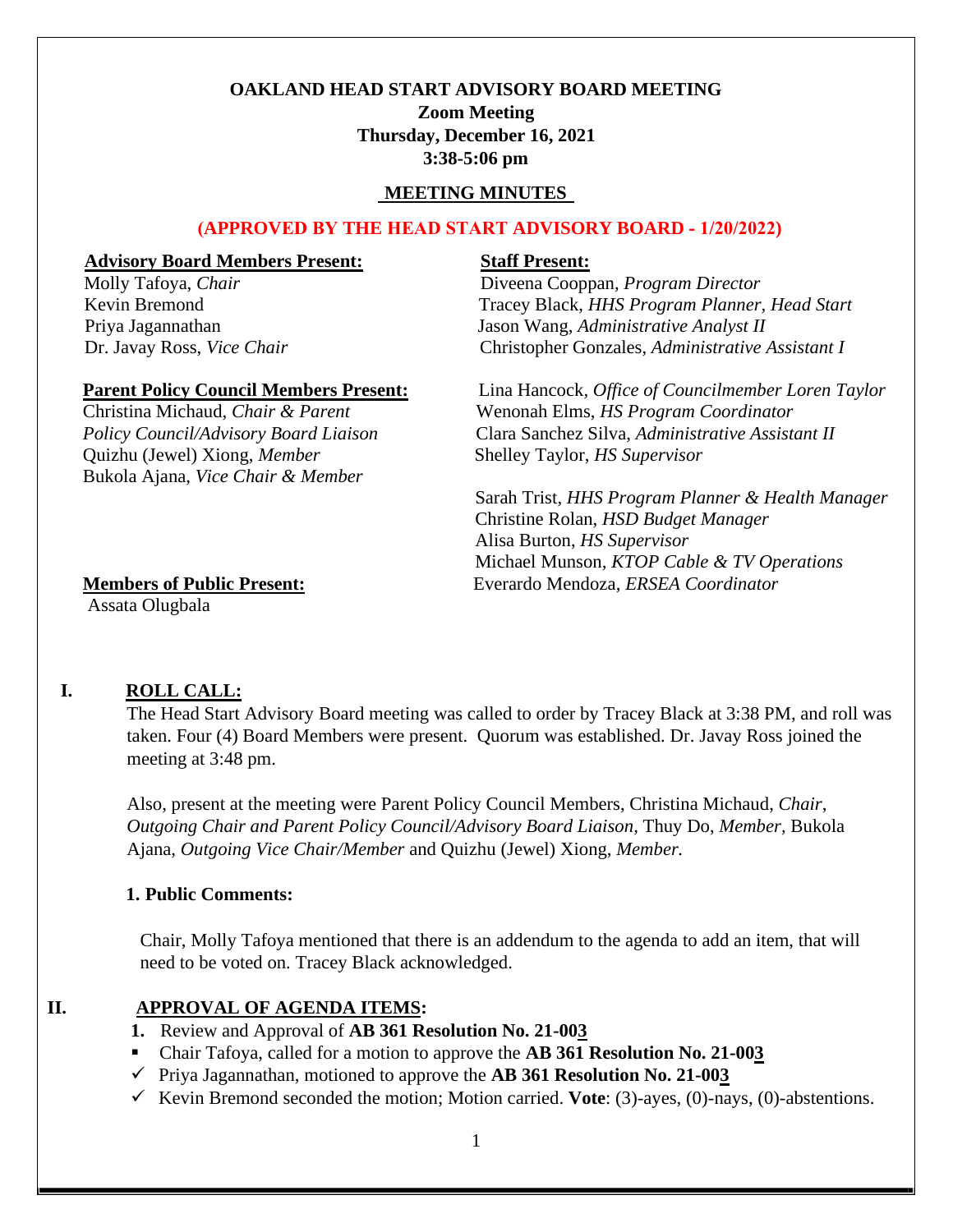**OAKLAND HEAD START ADVISORY BOARD MEETING**
**Zoom Meeting**
**Thursday, December 16, 2021**
**3:38-5:06 pm**

**MEETING MINUTES**

**(APPROVED BY THE HEAD START ADVISORY BOARD - 1/20/2022)**

**Advisory Board Members Present:**
Molly Tafoya, *Chair*
Kevin Bremond
Priya Jagannathan
Dr. Javay Ross, *Vice Chair*

**Parent Policy Council Members Present:**
Christina Michaud, *Chair & Parent Policy Council/Advisory Board Liaison*
Quizhu (Jewel) Xiong, *Member*
Bukola Ajana, *Vice Chair & Member*

**Members of Public Present:**
Assata Olugbala

**Staff Present:**
Diveena Cooppan, *Program Director*
Tracey Black, *HHS Program Planner, Head Start*
Jason Wang, *Administrative Analyst II*
Christopher Gonzales, *Administrative Assistant I*

Lina Hancock, *Office of Councilmember Loren Taylor*
Wenonah Elms, *HS Program Coordinator*
Clara Sanchez Silva, *Administrative Assistant II*
Shelley Taylor, *HS Supervisor*

Sarah Trist, *HHS Program Planner & Health Manager*
Christine Rolan, *HSD Budget Manager*
Alisa Burton, *HS Supervisor*
Michael Munson, *KTOP Cable & TV Operations*
Everardo Mendoza, *ERSEA Coordinator*

## I. ROLL CALL:

The Head Start Advisory Board meeting was called to order by Tracey Black at 3:38 PM, and roll was taken. Four (4) Board Members were present. Quorum was established. Dr. Javay Ross joined the meeting at 3:48 pm.

Also, present at the meeting were Parent Policy Council Members, Christina Michaud, *Chair*, *Outgoing Chair and Parent Policy Council/Advisory Board Liaison,* Thuy Do, *Member,* Bukola Ajana, *Outgoing Vice Chair/Member* and Quizhu (Jewel) Xiong, *Member.*

### 1. Public Comments:

Chair, Molly Tafoya mentioned that there is an addendum to the agenda to add an item, that will need to be voted on. Tracey Black acknowledged.

## II. APPROVAL OF AGENDA ITEMS:

1. Review and Approval of **AB 361 Resolution No. 21-003**

- Chair Tafoya, called for a motion to approve the **AB 361 Resolution No. 21-003**
- ✓ Priya Jagannathan, motioned to approve the **AB 361 Resolution No. 21-003**
- ✓ Kevin Bremond seconded the motion; Motion carried. **Vote**: (3)-ayes, (0)-nays, (0)-abstentions.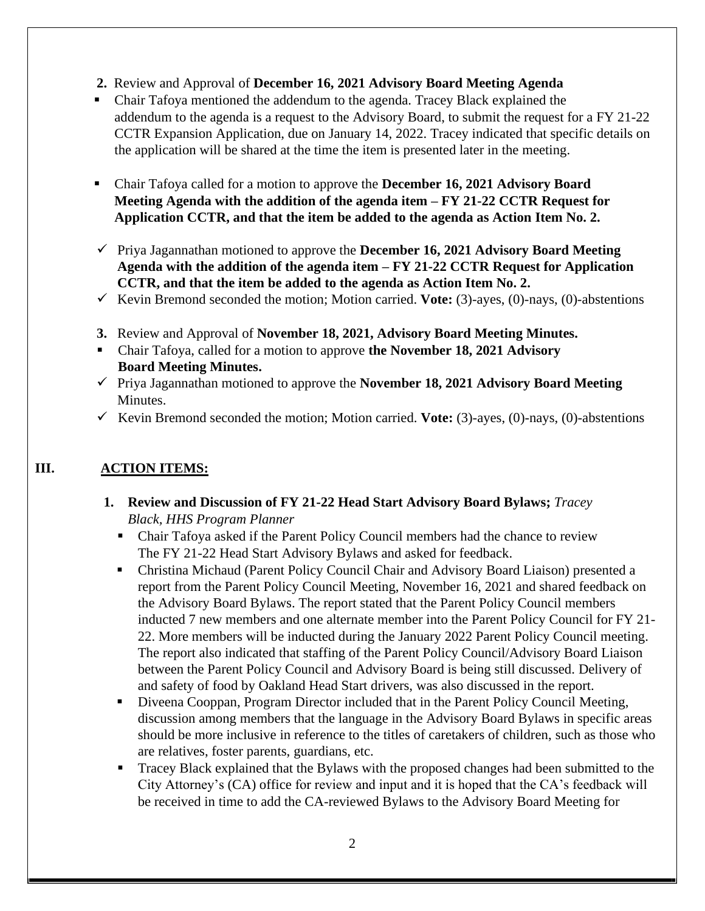**2.** Review and Approval of **December 16, 2021 Advisory Board Meeting Agenda**

- Chair Tafoya mentioned the addendum to the agenda. Tracey Black explained the addendum to the agenda is a request to the Advisory Board, to submit the request for a FY 21-22 CCTR Expansion Application, due on January 14, 2022. Tracey indicated that specific details on the application will be shared at the time the item is presented later in the meeting.

- Chair Tafoya called for a motion to approve the **December 16, 2021 Advisory Board Meeting Agenda with the addition of the agenda item – FY 21-22 CCTR Request for Application CCTR, and that the item be added to the agenda as Action Item No. 2.**

- ✓ Priya Jagannathan motioned to approve the **December 16, 2021 Advisory Board Meeting Agenda with the addition of the agenda item – FY 21-22 CCTR Request for Application CCTR, and that the item be added to the agenda as Action Item No. 2.**
- ✓ Kevin Bremond seconded the motion; Motion carried. **Vote:** (3)-ayes, (0)-nays, (0)-abstentions

**3.** Review and Approval of **November 18, 2021, Advisory Board Meeting Minutes.**

- Chair Tafoya, called for a motion to approve **the November 18, 2021 Advisory Board Meeting Minutes.**
- ✓ Priya Jagannathan motioned to approve the **November 18, 2021 Advisory Board Meeting** Minutes.
- ✓ Kevin Bremond seconded the motion; Motion carried. **Vote:** (3)-ayes, (0)-nays, (0)-abstentions

## III. ACTION ITEMS:

**1. Review and Discussion of FY 21-22 Head Start Advisory Board Bylaws;** *Tracey Black, HHS Program Planner*

- Chair Tafoya asked if the Parent Policy Council members had the chance to review The FY 21-22 Head Start Advisory Bylaws and asked for feedback.
- Christina Michaud (Parent Policy Council Chair and Advisory Board Liaison) presented a report from the Parent Policy Council Meeting, November 16, 2021 and shared feedback on the Advisory Board Bylaws. The report stated that the Parent Policy Council members inducted 7 new members and one alternate member into the Parent Policy Council for FY 21-22. More members will be inducted during the January 2022 Parent Policy Council meeting. The report also indicated that staffing of the Parent Policy Council/Advisory Board Liaison between the Parent Policy Council and Advisory Board is being still discussed. Delivery of and safety of food by Oakland Head Start drivers, was also discussed in the report.
- Diveena Cooppan, Program Director included that in the Parent Policy Council Meeting, discussion among members that the language in the Advisory Board Bylaws in specific areas should be more inclusive in reference to the titles of caretakers of children, such as those who are relatives, foster parents, guardians, etc.
- Tracey Black explained that the Bylaws with the proposed changes had been submitted to the City Attorney's (CA) office for review and input and it is hoped that the CA's feedback will be received in time to add the CA-reviewed Bylaws to the Advisory Board Meeting for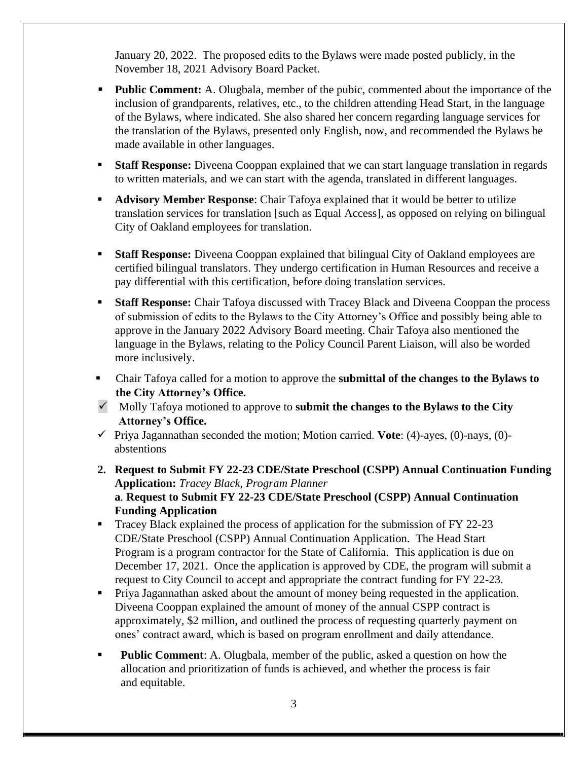January 20, 2022. The proposed edits to the Bylaws were made posted publicly, in the November 18, 2021 Advisory Board Packet.

- **Public Comment:** A. Olugbala, member of the pubic, commented about the importance of the inclusion of grandparents, relatives, etc., to the children attending Head Start, in the language of the Bylaws, where indicated. She also shared her concern regarding language services for the translation of the Bylaws, presented only English, now, and recommended the Bylaws be made available in other languages.
- **Staff Response:** Diveena Cooppan explained that we can start language translation in regards to written materials, and we can start with the agenda, translated in different languages.
- **Advisory Member Response**: Chair Tafoya explained that it would be better to utilize translation services for translation [such as Equal Access], as opposed on relying on bilingual City of Oakland employees for translation.
- **Staff Response:** Diveena Cooppan explained that bilingual City of Oakland employees are certified bilingual translators. They undergo certification in Human Resources and receive a pay differential with this certification, before doing translation services.
- **Staff Response:** Chair Tafoya discussed with Tracey Black and Diveena Cooppan the process of submission of edits to the Bylaws to the City Attorney's Office and possibly being able to approve in the January 2022 Advisory Board meeting. Chair Tafoya also mentioned the language in the Bylaws, relating to the Policy Council Parent Liaison, will also be worded more inclusively.
- Chair Tafoya called for a motion to approve the **submittal of the changes to the Bylaws to the City Attorney's Office.**

✓ Molly Tafoya motioned to approve to **submit the changes to the Bylaws to the City Attorney's Office.**

✓ Priya Jagannathan seconded the motion; Motion carried. **Vote**: (4)-ayes, (0)-nays, (0)-abstentions

**2. Request to Submit FY 22-23 CDE/State Preschool (CSPP) Annual Continuation Funding Application:** *Tracey Black, Program Planner*

**a**. **Request to Submit FY 22-23 CDE/State Preschool (CSPP) Annual Continuation Funding Application**

- Tracey Black explained the process of application for the submission of FY 22-23 CDE/State Preschool (CSPP) Annual Continuation Application. The Head Start Program is a program contractor for the State of California. This application is due on December 17, 2021. Once the application is approved by CDE, the program will submit a request to City Council to accept and appropriate the contract funding for FY 22-23.
- Priya Jagannathan asked about the amount of money being requested in the application. Diveena Cooppan explained the amount of money of the annual CSPP contract is approximately, $2 million, and outlined the process of requesting quarterly payment on ones' contract award, which is based on program enrollment and daily attendance.
- **Public Comment**: A. Olugbala, member of the public, asked a question on how the allocation and prioritization of funds is achieved, and whether the process is fair and equitable.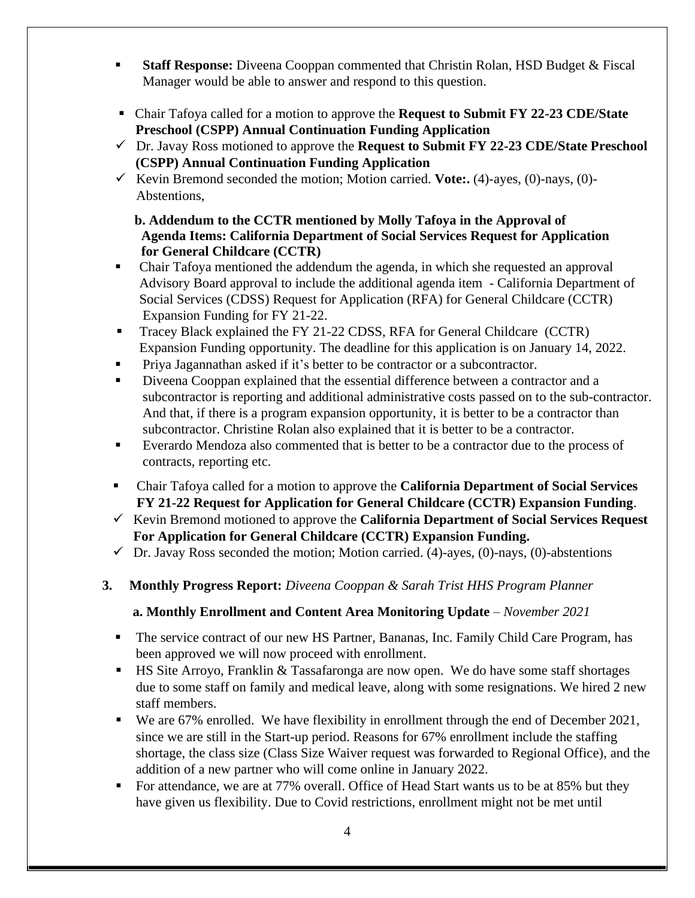- **Staff Response:** Diveena Cooppan commented that Christin Rolan, HSD Budget & Fiscal Manager would be able to answer and respond to this question.

- Chair Tafoya called for a motion to approve the **Request to Submit FY 22-23 CDE/State Preschool (CSPP) Annual Continuation Funding Application**
- ✓ Dr. Javay Ross motioned to approve the **Request to Submit FY 22-23 CDE/State Preschool (CSPP) Annual Continuation Funding Application**
- ✓ Kevin Bremond seconded the motion; Motion carried. **Vote:.** (4)-ayes, (0)-nays, (0)-Abstentions,

**b. Addendum to the CCTR mentioned by Molly Tafoya in the Approval of Agenda Items: California Department of Social Services Request for Application for General Childcare (CCTR)**

- Chair Tafoya mentioned the addendum the agenda, in which she requested an approval Advisory Board approval to include the additional agenda item - California Department of Social Services (CDSS) Request for Application (RFA) for General Childcare (CCTR) Expansion Funding for FY 21-22.
- Tracey Black explained the FY 21-22 CDSS, RFA for General Childcare (CCTR) Expansion Funding opportunity. The deadline for this application is on January 14, 2022.
- Priya Jagannathan asked if it's better to be contractor or a subcontractor.
- Diveena Cooppan explained that the essential difference between a contractor and a subcontractor is reporting and additional administrative costs passed on to the sub-contractor. And that, if there is a program expansion opportunity, it is better to be a contractor than subcontractor. Christine Rolan also explained that it is better to be a contractor.
- Everardo Mendoza also commented that is better to be a contractor due to the process of contracts, reporting etc.

- Chair Tafoya called for a motion to approve the **California Department of Social Services FY 21-22 Request for Application for General Childcare (CCTR) Expansion Funding**.
- ✓ Kevin Bremond motioned to approve the **California Department of Social Services Request For Application for General Childcare (CCTR) Expansion Funding.**
- ✓ Dr. Javay Ross seconded the motion; Motion carried. (4)-ayes, (0)-nays, (0)-abstentions

**3. Monthly Progress Report:** *Diveena Cooppan & Sarah Trist HHS Program Planner*

**a. Monthly Enrollment and Content Area Monitoring Update** – *November 2021*

- The service contract of our new HS Partner, Bananas, Inc. Family Child Care Program, has been approved we will now proceed with enrollment.
- HS Site Arroyo, Franklin & Tassafaronga are now open. We do have some staff shortages due to some staff on family and medical leave, along with some resignations. We hired 2 new staff members.
- We are 67% enrolled. We have flexibility in enrollment through the end of December 2021, since we are still in the Start-up period. Reasons for 67% enrollment include the staffing shortage, the class size (Class Size Waiver request was forwarded to Regional Office), and the addition of a new partner who will come online in January 2022.
- For attendance, we are at 77% overall. Office of Head Start wants us to be at 85% but they have given us flexibility. Due to Covid restrictions, enrollment might not be met until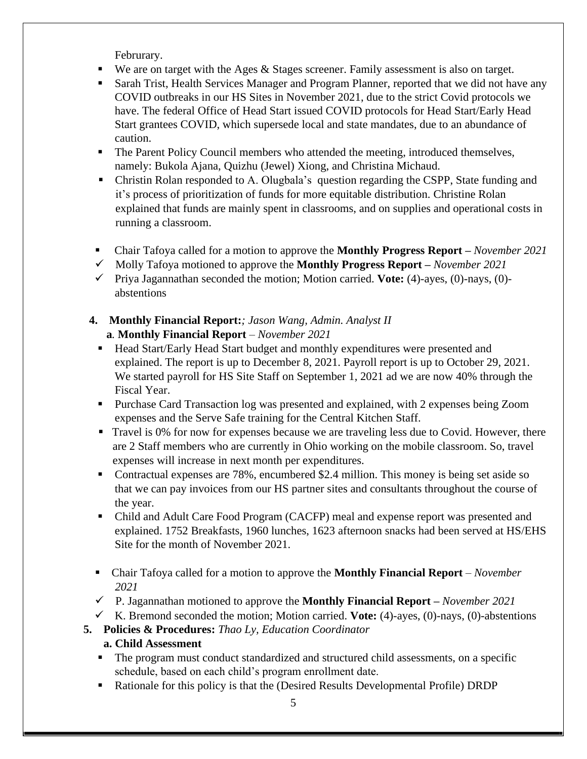Februrary.

- We are on target with the Ages & Stages screener. Family assessment is also on target.
- Sarah Trist, Health Services Manager and Program Planner, reported that we did not have any COVID outbreaks in our HS Sites in November 2021, due to the strict Covid protocols we have. The federal Office of Head Start issued COVID protocols for Head Start/Early Head Start grantees COVID, which supersede local and state mandates, due to an abundance of caution.
- The Parent Policy Council members who attended the meeting, introduced themselves, namely: Bukola Ajana, Quizhu (Jewel) Xiong, and Christina Michaud.
- Christin Rolan responded to A. Olugbala's question regarding the CSPP, State funding and it's process of prioritization of funds for more equitable distribution. Christine Rolan explained that funds are mainly spent in classrooms, and on supplies and operational costs in running a classroom.

- Chair Tafoya called for a motion to approve the **Monthly Progress Report –** *November 2021*
- ✓ Molly Tafoya motioned to approve the **Monthly Progress Report –** *November 2021*
- ✓ Priya Jagannathan seconded the motion; Motion carried. **Vote:** (4)-ayes, (0)-nays, (0)-abstentions

**4. Monthly Financial Report:***; Jason Wang, Admin. Analyst II*

**a**. **Monthly Financial Report** – *November 2021*

- Head Start/Early Head Start budget and monthly expenditures were presented and explained. The report is up to December 8, 2021. Payroll report is up to October 29, 2021. We started payroll for HS Site Staff on September 1, 2021 ad we are now 40% through the Fiscal Year.
- Purchase Card Transaction log was presented and explained, with 2 expenses being Zoom expenses and the Serve Safe training for the Central Kitchen Staff.
- Travel is 0% for now for expenses because we are traveling less due to Covid. However, there are 2 Staff members who are currently in Ohio working on the mobile classroom. So, travel expenses will increase in next month per expenditures.
- Contractual expenses are 78%, encumbered $2.4 million. This money is being set aside so that we can pay invoices from our HS partner sites and consultants throughout the course of the year.
- Child and Adult Care Food Program (CACFP) meal and expense report was presented and explained. 1752 Breakfasts, 1960 lunches, 1623 afternoon snacks had been served at HS/EHS Site for the month of November 2021.

- Chair Tafoya called for a motion to approve the **Monthly Financial Report** – *November 2021*
- ✓ P. Jagannathan motioned to approve the **Monthly Financial Report –** *November 2021*
- ✓ K. Bremond seconded the motion; Motion carried. **Vote:** (4)-ayes, (0)-nays, (0)-abstentions

**5. Policies & Procedures:** *Thao Ly, Education Coordinator*

**a. Child Assessment**

- The program must conduct standardized and structured child assessments, on a specific schedule, based on each child's program enrollment date.
- Rationale for this policy is that the (Desired Results Developmental Profile) DRDP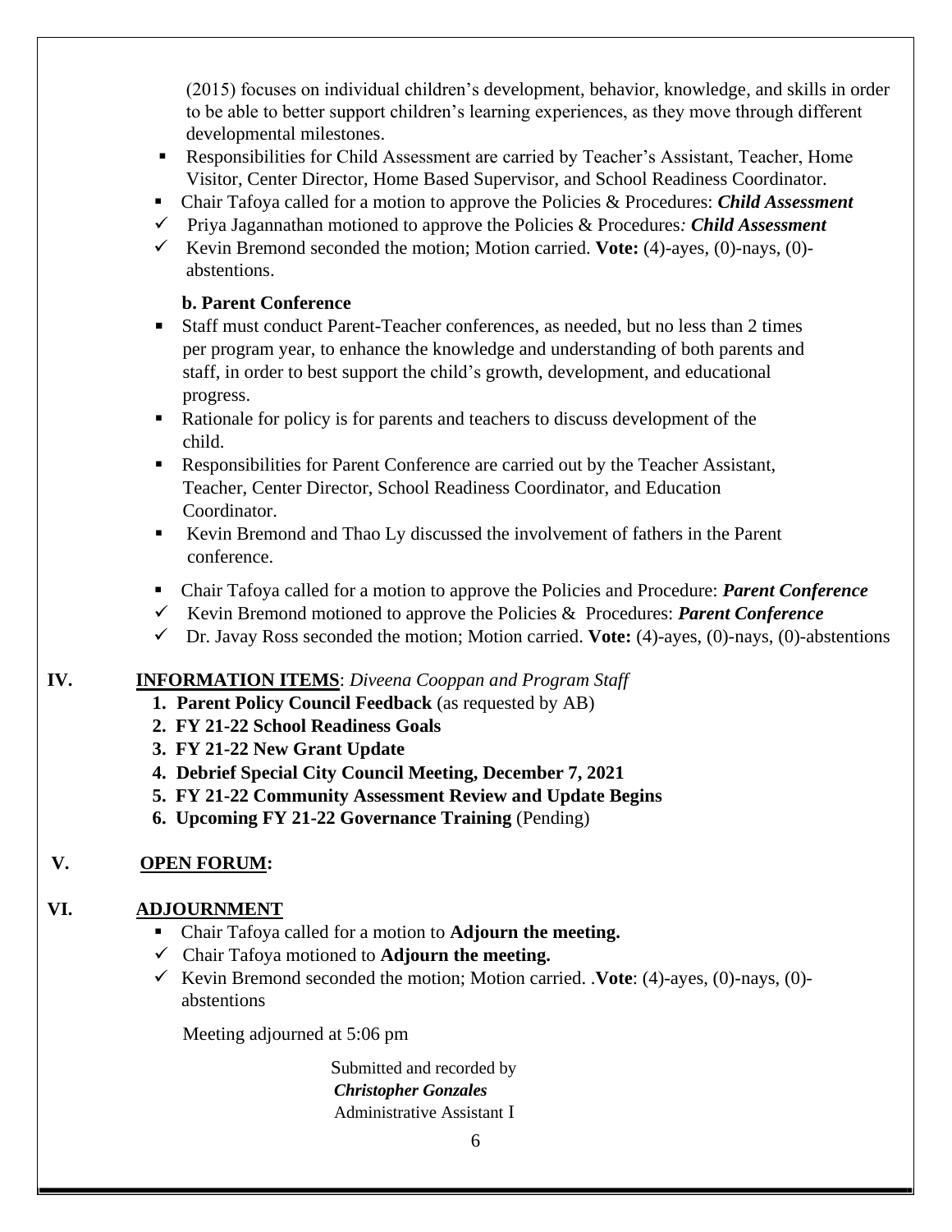(2015) focuses on individual children's development, behavior, knowledge, and skills in order to be able to better support children's learning experiences, as they move through different developmental milestones.

- Responsibilities for Child Assessment are carried by Teacher's Assistant, Teacher, Home Visitor, Center Director, Home Based Supervisor, and School Readiness Coordinator.
- Chair Tafoya called for a motion to approve the Policies & Procedures: ***Child Assessment***
- ✓ Priya Jagannathan motioned to approve the Policies & Procedures*:* ***Child Assessment***
- ✓ Kevin Bremond seconded the motion; Motion carried. **Vote:** (4)-ayes, (0)-nays, (0)-abstentions.

**b. Parent Conference**

- Staff must conduct Parent-Teacher conferences, as needed, but no less than 2 times per program year, to enhance the knowledge and understanding of both parents and staff, in order to best support the child's growth, development, and educational progress.
- Rationale for policy is for parents and teachers to discuss development of the child.
- Responsibilities for Parent Conference are carried out by the Teacher Assistant, Teacher, Center Director, School Readiness Coordinator, and Education Coordinator.
- Kevin Bremond and Thao Ly discussed the involvement of fathers in the Parent conference.
- Chair Tafoya called for a motion to approve the Policies and Procedure: ***Parent Conference***
- ✓ Kevin Bremond motioned to approve the Policies & Procedures: ***Parent Conference***
- ✓ Dr. Javay Ross seconded the motion; Motion carried. **Vote:** (4)-ayes, (0)-nays, (0)-abstentions

## IV. INFORMATION ITEMS: *Diveena Cooppan and Program Staff*

1. **Parent Policy Council Feedback** (as requested by AB)
2. **FY 21-22 School Readiness Goals**
3. **FY 21-22 New Grant Update**
4. **Debrief Special City Council Meeting, December 7, 2021**
5. **FY 21-22 Community Assessment Review and Update Begins**
6. **Upcoming FY 21-22 Governance Training** (Pending)

## V. OPEN FORUM:

## VI. ADJOURNMENT

- Chair Tafoya called for a motion to **Adjourn the meeting.**
- ✓ Chair Tafoya motioned to **Adjourn the meeting.**
- ✓ Kevin Bremond seconded the motion; Motion carried. .**Vote**: (4)-ayes, (0)-nays, (0)-abstentions

Meeting adjourned at 5:06 pm

Submitted and recorded by
***Christopher Gonzales***
Administrative Assistant I